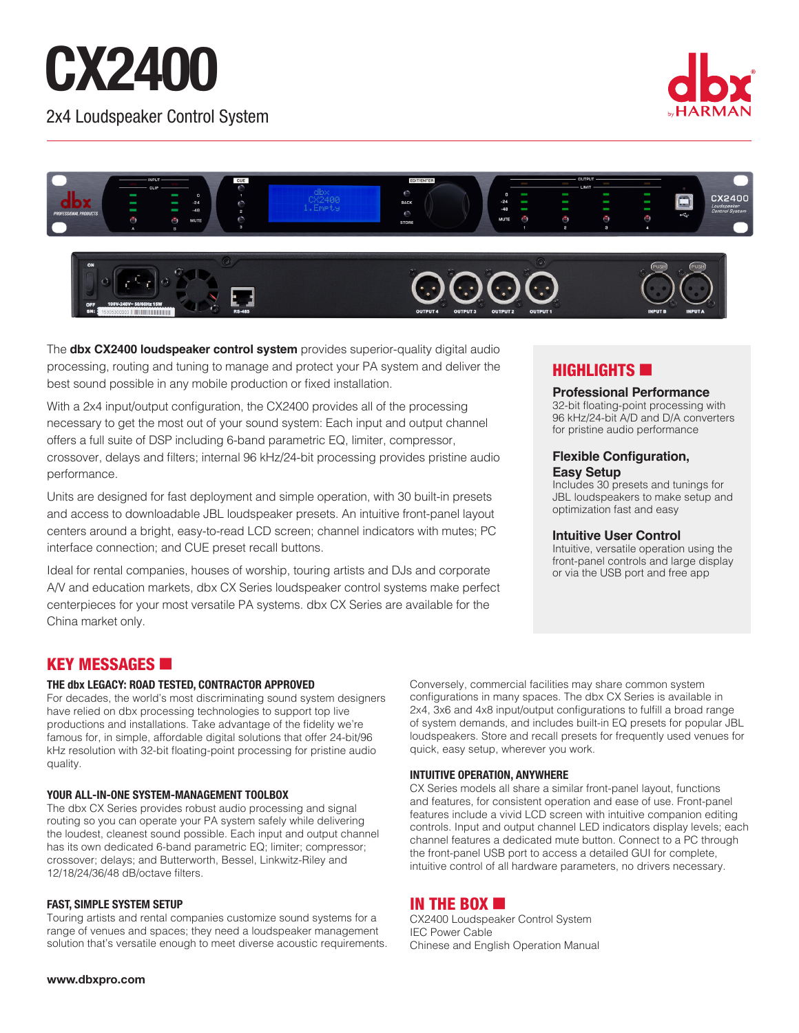# CX2400

2x4 Loudspeaker Control System

The **dbx CX2400 loudspeaker control system** provides superior-quality digital audio processing, routing and tuning to manage and protect your PA system and deliver the best sound possible in any mobile production or fixed installation.

With a 2x4 input/output configuration, the CX2400 provides all of the processing necessary to get the most out of your sound system: Each input and output channel offers a full suite of DSP including 6-band parametric EQ, limiter, compressor, crossover, delays and filters; internal 96 kHz/24-bit processing provides pristine audio performance.

Units are designed for fast deployment and simple operation, with 30 built-in presets and access to downloadable JBL loudspeaker presets. An intuitive front-panel layout centers around a bright, easy-to-read LCD screen; channel indicators with mutes; PC interface connection; and CUE preset recall buttons.

Ideal for rental companies, houses of worship, touring artists and DJs and corporate A/V and education markets, dbx CX Series loudspeaker control systems make perfect centerpieces for your most versatile PA systems. dbx CX Series are available for the China market only.

## HIGHLIGHTS

### Professional Performance

32-bit floating-point processing with 96 kHz/24-bit A/D and D/A converters for pristine audio performance

### Flexible Configuration, Easy Setup

Includes 30 presets and tunings for JBL loudspeakers to make setup and optimization fast and easy

### Intuitive User Control

Intuitive, versatile operation using the front-panel controls and large display or via the USB port and free app

## KEY MESSAGES

### THE dbx LEGACY: ROAD TESTED, CONTRACTOR APPROVED

For decades, the world's most discriminating sound system designers have relied on dbx processing technologies to support top live productions and installations. Take advantage of the fidelity we're famous for, in simple, affordable digital solutions that offer 24-bit/96 kHz resolution with 32-bit floating-point processing for pristine audio quality.

### YOUR ALL-IN-ONE SYSTEM-MANAGEMENT TOOLBOX

The dbx CX Series provides robust audio processing and signal routing so you can operate your PA system safely while delivering the loudest, cleanest sound possible. Each input and output channel has its own dedicated 6-band parametric EQ; limiter; compressor; crossover; delays; and Butterworth, Bessel, Linkwitz-Riley and 12/18/24/36/48 dB/octave filters.

### FAST, SIMPLE SYSTEM SETUP

Touring artists and rental companies customize sound systems for a range of venues and spaces; they need a loudspeaker management solution that's versatile enough to meet diverse acoustic requirements. Conversely, commercial facilities may share common system configurations in many spaces. The dbx CX Series is available in 2x4, 3x6 and 4x8 input/output configurations to fulfill a broad range of system demands, and includes built-in EQ presets for popular JBL loudspeakers. Store and recall presets for frequently used venues for quick, easy setup, wherever you work.

### INTUITIVE OPERATION, ANYWHERE

CX Series models all share a similar front-panel layout, functions and features, for consistent operation and ease of use. Front-panel features include a vivid LCD screen with intuitive companion editing controls. Input and output channel LED indicators display levels; each channel features a dedicated mute button. Connect to a PC through the front-panel USB port to access a detailed GUI for complete, intuitive control of all hardware parameters, no drivers necessary.

## IN THE BOX

CX2400 Loudspeaker Control System
IEC Power Cable
Chinese and English Operation Manual

www.dbxpro.com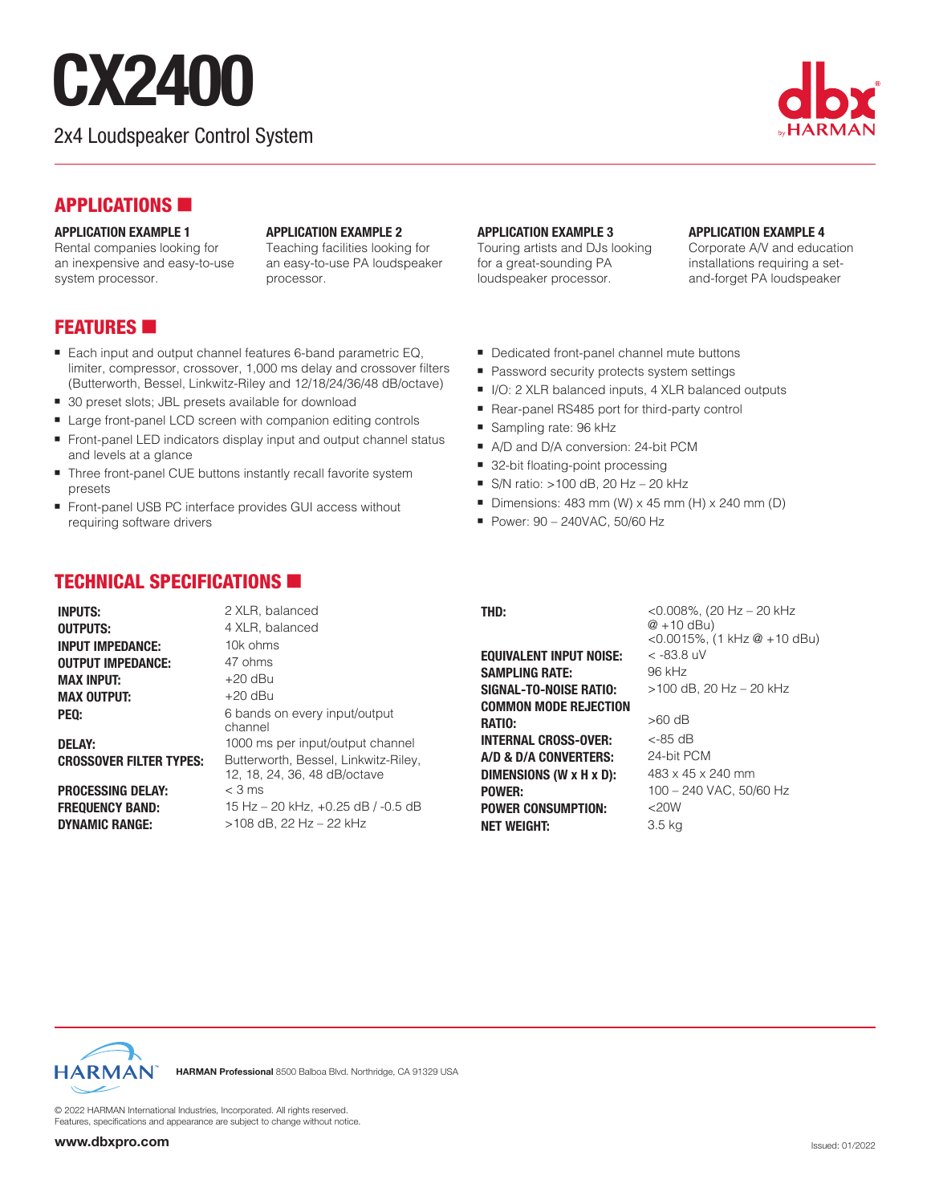# CX2400

2x4 Loudspeaker Control System

## APPLICATIONS

**APPLICATION EXAMPLE 1**
Rental companies looking for an inexpensive and easy-to-use system processor.

**APPLICATION EXAMPLE 2**
Teaching facilities looking for an easy-to-use PA loudspeaker processor.

**APPLICATION EXAMPLE 3**
Touring artists and DJs looking for a great-sounding PA loudspeaker processor.

**APPLICATION EXAMPLE 4**
Corporate A/V and education installations requiring a set-and-forget PA loudspeaker

## FEATURES

- Each input and output channel features 6-band parametric EQ, limiter, compressor, crossover, 1,000 ms delay and crossover filters (Butterworth, Bessel, Linkwitz-Riley and 12/18/24/36/48 dB/octave)
- 30 preset slots; JBL presets available for download
- Large front-panel LCD screen with companion editing controls
- Front-panel LED indicators display input and output channel status and levels at a glance
- Three front-panel CUE buttons instantly recall favorite system presets
- Front-panel USB PC interface provides GUI access without requiring software drivers
- Dedicated front-panel channel mute buttons
- Password security protects system settings
- I/O: 2 XLR balanced inputs, 4 XLR balanced outputs
- Rear-panel RS485 port for third-party control
- Sampling rate: 96 kHz
- A/D and D/A conversion: 24-bit PCM
- 32-bit floating-point processing
- S/N ratio: >100 dB, 20 Hz – 20 kHz
- Dimensions: 483 mm (W) x 45 mm (H) x 240 mm (D)
- Power: 90 – 240VAC, 50/60 Hz

## TECHNICAL SPECIFICATIONS

| | |
|---|---|
| **INPUTS:** | 2 XLR, balanced |
| **OUTPUTS:** | 4 XLR, balanced |
| **INPUT IMPEDANCE:** | 10k ohms |
| **OUTPUT IMPEDANCE:** | 47 ohms |
| **MAX INPUT:** | +20 dBu |
| **MAX OUTPUT:** | +20 dBu |
| **PEQ:** | 6 bands on every input/output channel |
| **DELAY:** | 1000 ms per input/output channel |
| **CROSSOVER FILTER TYPES:** | Butterworth, Bessel, Linkwitz-Riley, 12, 18, 24, 36, 48 dB/octave |
| **PROCESSING DELAY:** | < 3 ms |
| **FREQUENCY BAND:** | 15 Hz – 20 kHz, +0.25 dB / -0.5 dB |
| **DYNAMIC RANGE:** | >108 dB, 22 Hz – 22 kHz |
| **THD:** | <0.008%, (20 Hz – 20 kHz @ +10 dBu)<br><0.0015%, (1 kHz @ +10 dBu) |
| **EQUIVALENT INPUT NOISE:** | < -83.8 uV |
| **SAMPLING RATE:** | 96 kHz |
| **SIGNAL-TO-NOISE RATIO:** | >100 dB, 20 Hz – 20 kHz |
| **COMMON MODE REJECTION RATIO:** | >60 dB |
| **INTERNAL CROSS-OVER:** | <-85 dB |
| **A/D & D/A CONVERTERS:** | 24-bit PCM |
| **DIMENSIONS (W x H x D):** | 483 x 45 x 240 mm |
| **POWER:** | 100 – 240 VAC, 50/60 Hz |
| **POWER CONSUMPTION:** | <20W |
| **NET WEIGHT:** | 3.5 kg |

**HARMAN Professional** 8500 Balboa Blvd. Northridge, CA 91329 USA

© 2022 HARMAN International Industries, Incorporated. All rights reserved.
Features, specifications and appearance are subject to change without notice.

**www.dbxpro.com**

Issued: 01/2022